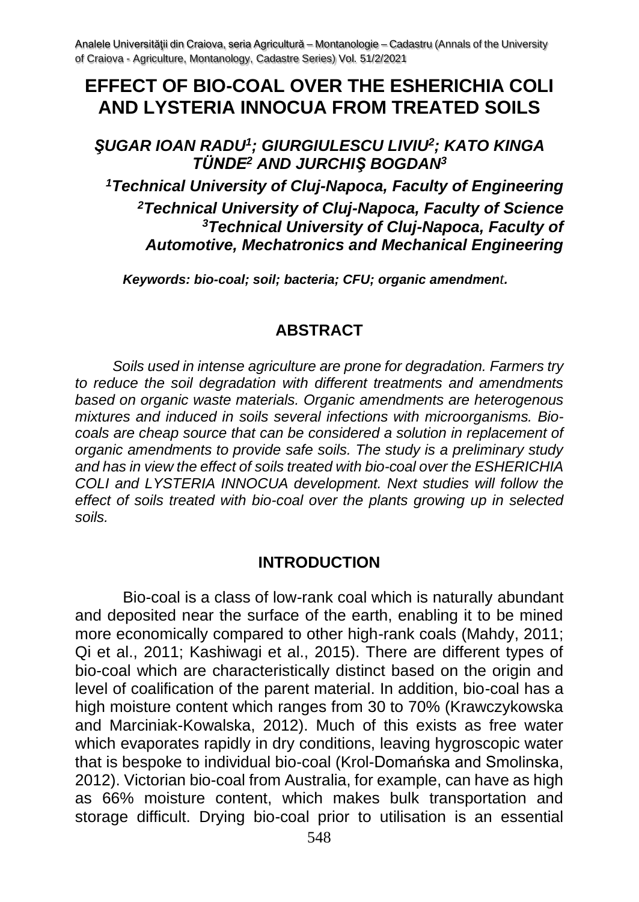# EFFECT OF BIO-COAL OVER THE ESHERICHIA COLI AND LYSTERIA INNOCUA FROM TREATED SOILS

***ŞUGAR IOAN RADU[1]; GIURGIULESCU LIVIU[2]; KATO KINGA TÜNDE[2] AND JURCHIŞ BOGDAN[3]***

***[1]Technical University of Cluj-Napoca, Faculty of Engineering***
***[2]Technical University of Cluj-Napoca, Faculty of Science***
***[3]Technical University of Cluj-Napoca, Faculty of Automotive, Mechatronics and Mechanical Engineering***

***Keywords: bio-coal; soil; bacteria; CFU; organic amendment.***

## ABSTRACT

*Soils used in intense agriculture are prone for degradation. Farmers try to reduce the soil degradation with different treatments and amendments based on organic waste materials. Organic amendments are heterogenous mixtures and induced in soils several infections with microorganisms. Bio-coals are cheap source that can be considered a solution in replacement of organic amendments to provide safe soils. The study is a preliminary study and has in view the effect of soils treated with bio-coal over the ESHERICHIA COLI and LYSTERIA INNOCUA development. Next studies will follow the effect of soils treated with bio-coal over the plants growing up in selected soils.*

## INTRODUCTION

Bio-coal is a class of low-rank coal which is naturally abundant and deposited near the surface of the earth, enabling it to be mined more economically compared to other high-rank coals (Mahdy, 2011; Qi et al., 2011; Kashiwagi et al., 2015). There are different types of bio-coal which are characteristically distinct based on the origin and level of coalification of the parent material. In addition, bio-coal has a high moisture content which ranges from 30 to 70% (Krawczykowska and Marciniak-Kowalska, 2012). Much of this exists as free water which evaporates rapidly in dry conditions, leaving hygroscopic water that is bespoke to individual bio-coal (Krol-Domańska and Smolinska, 2012). Victorian bio-coal from Australia, for example, can have as high as 66% moisture content, which makes bulk transportation and storage difficult. Drying bio-coal prior to utilisation is an essential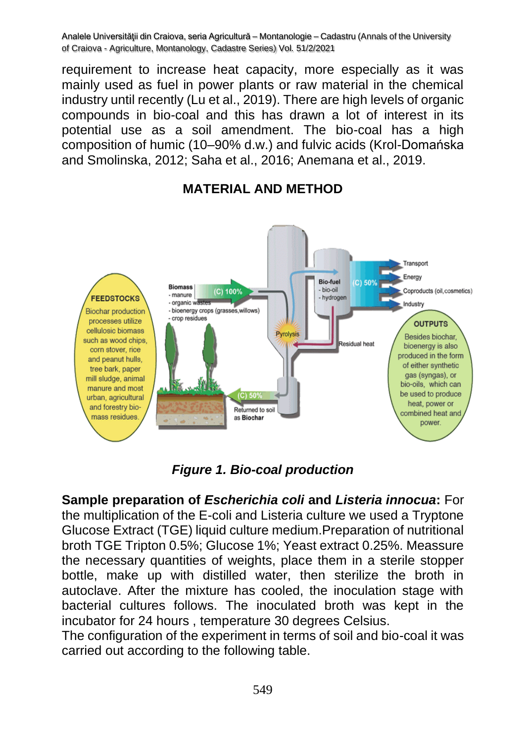requirement to increase heat capacity, more especially as it was mainly used as fuel in power plants or raw material in the chemical industry until recently (Lu et al., 2019). There are high levels of organic compounds in bio-coal and this has drawn a lot of interest in its potential use as a soil amendment. The bio-coal has a high composition of humic (10–90% d.w.) and fulvic acids (Krol-Domańska and Smolinska, 2012; Saha et al., 2016; Anemana et al., 2019.

## MATERIAL AND METHOD

***Figure 1. Bio-coal production***

**Sample preparation of *Escherichia coli* and *Listeria innocua*:** For the multiplication of the E-coli and Listeria culture we used a Tryptone Glucose Extract (TGE) liquid culture medium.Preparation of nutritional broth TGE Tripton 0.5%; Glucose 1%; Yeast extract 0.25%. Meassure the necessary quantities of weights, place them in a sterile stopper bottle, make up with distilled water, then sterilize the broth in autoclave. After the mixture has cooled, the inoculation stage with bacterial cultures follows. The inoculated broth was kept in the incubator for 24 hours , temperature 30 degrees Celsius.

The configuration of the experiment in terms of soil and bio-coal it was carried out according to the following table.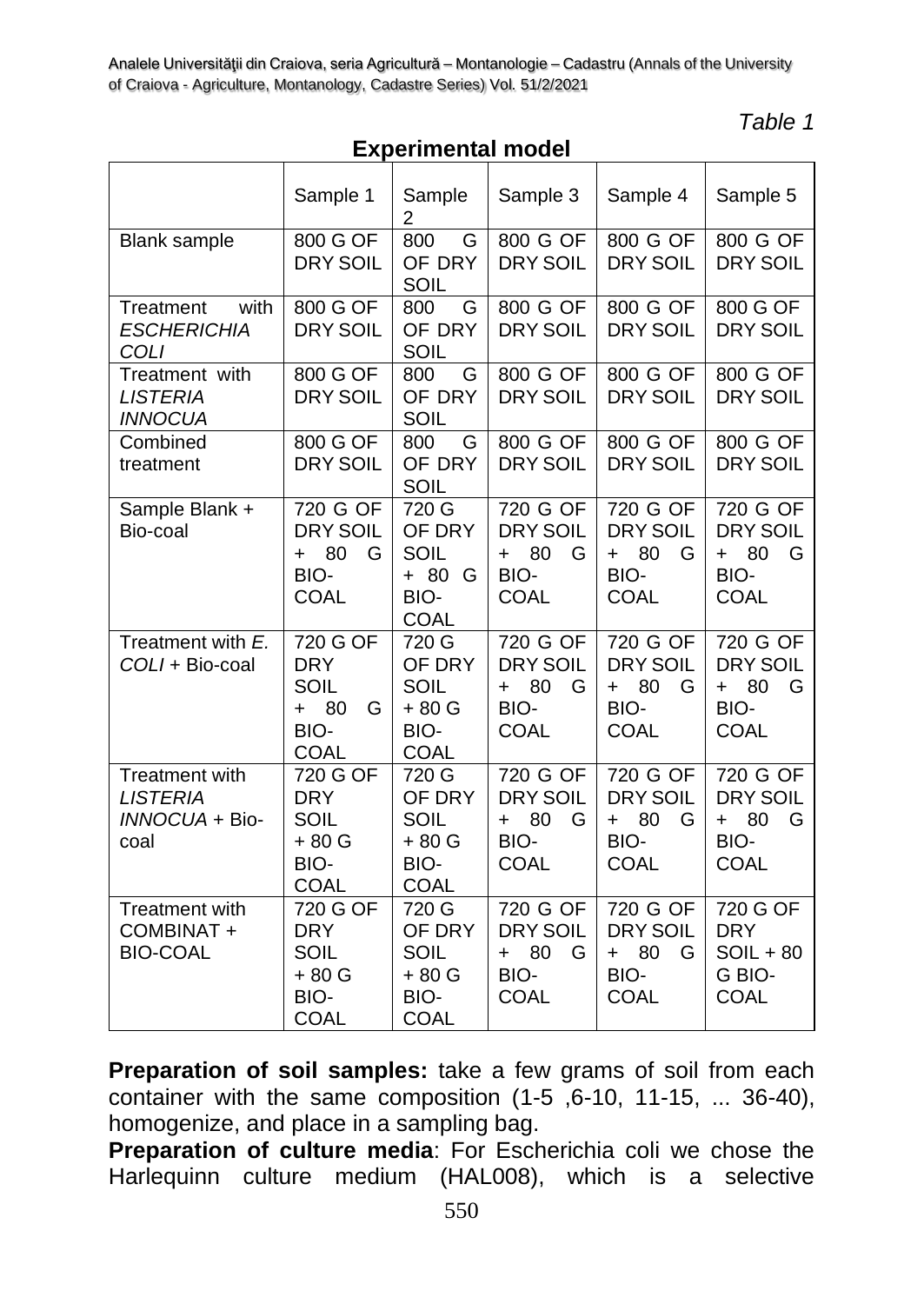*Table 1*

**Experimental model**

| | Sample 1 | Sample 2 | Sample 3 | Sample 4 | Sample 5 |
|---|---|---|---|---|---|
| Blank sample | 800 G OF DRY SOIL | 800 G OF DRY SOIL | 800 G OF DRY SOIL | 800 G OF DRY SOIL | 800 G OF DRY SOIL |
| Treatment with *ESCHERICHIA COLI* | 800 G OF DRY SOIL | 800 G OF DRY SOIL | 800 G OF DRY SOIL | 800 G OF DRY SOIL | 800 G OF DRY SOIL |
| Treatment with *LISTERIA INNOCUA* | 800 G OF DRY SOIL | 800 G OF DRY SOIL | 800 G OF DRY SOIL | 800 G OF DRY SOIL | 800 G OF DRY SOIL |
| Combined treatment | 800 G OF DRY SOIL | 800 G OF DRY SOIL | 800 G OF DRY SOIL | 800 G OF DRY SOIL | 800 G OF DRY SOIL |
| Sample Blank + Bio-coal | 720 G OF DRY SOIL + 80 G BIO-COAL | 720 G OF DRY SOIL + 80 G BIO-COAL | 720 G OF DRY SOIL + 80 G BIO-COAL | 720 G OF DRY SOIL + 80 G BIO-COAL | 720 G OF DRY SOIL + 80 G BIO-COAL |
| Treatment with *E. COLI* + Bio-coal | 720 G OF DRY SOIL + 80 G BIO-COAL | 720 G OF DRY SOIL + 80 G BIO-COAL | 720 G OF DRY SOIL + 80 G BIO-COAL | 720 G OF DRY SOIL + 80 G BIO-COAL | 720 G OF DRY SOIL + 80 G BIO-COAL |
| Treatment with *LISTERIA INNOCUA* + Bio-coal | 720 G OF DRY SOIL + 80 G BIO-COAL | 720 G OF DRY SOIL + 80 G BIO-COAL | 720 G OF DRY SOIL + 80 G BIO-COAL | 720 G OF DRY SOIL + 80 G BIO-COAL | 720 G OF DRY SOIL + 80 G BIO-COAL |
| Treatment with COMBINAT + BIO-COAL | 720 G OF DRY SOIL + 80 G BIO-COAL | 720 G OF DRY SOIL + 80 G BIO-COAL | 720 G OF DRY SOIL + 80 G BIO-COAL | 720 G OF DRY SOIL + 80 G BIO-COAL | 720 G OF DRY SOIL + 80 G BIO-COAL |

**Preparation of soil samples:** take a few grams of soil from each container with the same composition (1-5 ,6-10, 11-15, ... 36-40), homogenize, and place in a sampling bag.

**Preparation of culture media**: For Escherichia coli we chose the Harlequinn culture medium (HAL008), which is a selective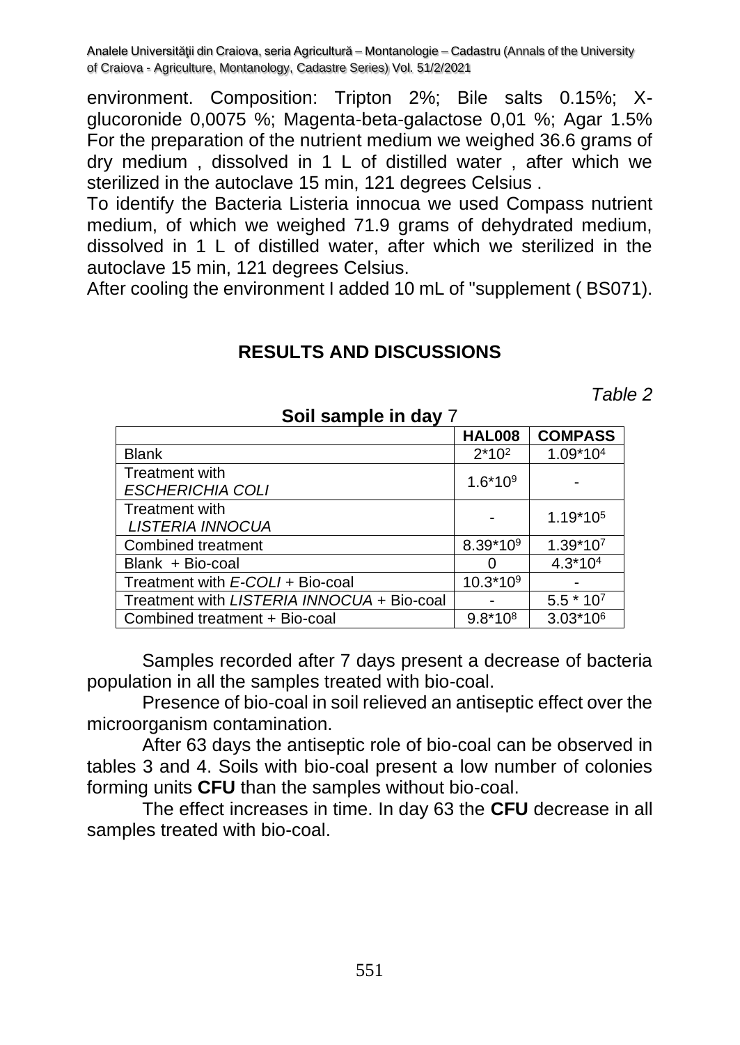environment. Composition: Tripton 2%; Bile salts 0.15%; X-glucoronide 0,0075 %; Magenta-beta-galactose 0,01 %; Agar 1.5%
For the preparation of the nutrient medium we weighed 36.6 grams of dry medium , dissolved in 1 L of distilled water , after which we sterilized in the autoclave 15 min, 121 degrees Celsius .
To identify the Bacteria Listeria innocua we used Compass nutrient medium, of which we weighed 71.9 grams of dehydrated medium, dissolved in 1 L of distilled water, after which we sterilized in the autoclave 15 min, 121 degrees Celsius.
After cooling the environment I added 10 mL of "supplement ( BS071).

## RESULTS AND DISCUSSIONS

*Table 2*

**Soil sample in day** 7

| | **HAL008** | **COMPASS** |
|---|---|---|
| Blank | $2*10^2$ | $1.09*10^4$ |
| Treatment with *ESCHERICHIA COLI* | $1.6*10^9$ | - |
| Treatment with *LISTERIA INNOCUA* | - | $1.19*10^5$ |
| Combined treatment | $8.39*10^9$ | $1.39*10^7$ |
| Blank + Bio-coal | 0 | $4.3*10^4$ |
| Treatment with *E-COLI* + Bio-coal | $10.3*10^9$ | - |
| Treatment with *LISTERIA INNOCUA* + Bio-coal | - | $5.5 * 10^7$ |
| Combined treatment + Bio-coal | $9.8*10^8$ | $3.03*10^6$ |

Samples recorded after 7 days present a decrease of bacteria population in all the samples treated with bio-coal.

Presence of bio-coal in soil relieved an antiseptic effect over the microorganism contamination.

After 63 days the antiseptic role of bio-coal can be observed in tables 3 and 4. Soils with bio-coal present a low number of colonies forming units **CFU** than the samples without bio-coal.

The effect increases in time. In day 63 the **CFU** decrease in all samples treated with bio-coal.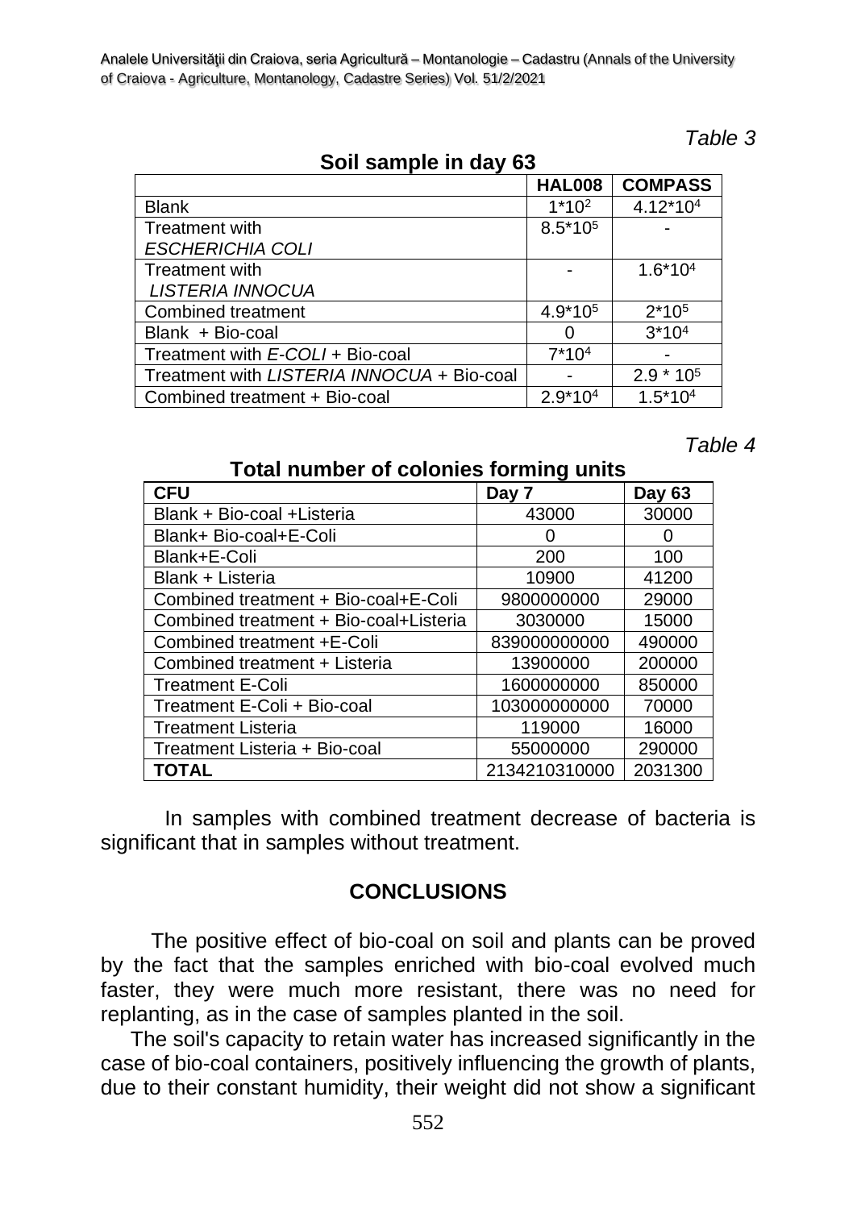*Table 3*

**Soil sample in day 63**

| | HAL008 | COMPASS |
|---|---|---|
| Blank | $1*10^2$ | $4.12*10^4$ |
| Treatment with *ESCHERICHIA COLI* | $8.5*10^5$ | - |
| Treatment with *LISTERIA INNOCUA* | - | $1.6*10^4$ |
| Combined treatment | $4.9*10^5$ | $2*10^5$ |
| Blank + Bio-coal | 0 | $3*10^4$ |
| Treatment with *E-COLI* + Bio-coal | $7*10^4$ | - |
| Treatment with *LISTERIA INNOCUA* + Bio-coal | - | $2.9 * 10^5$ |
| Combined treatment + Bio-coal | $2.9*10^4$ | $1.5*10^4$ |

*Table 4*

**Total number of colonies forming units**

| CFU | Day 7 | Day 63 |
|---|---|---|
| Blank + Bio-coal +Listeria | 43000 | 30000 |
| Blank+ Bio-coal+E-Coli | 0 | 0 |
| Blank+E-Coli | 200 | 100 |
| Blank + Listeria | 10900 | 41200 |
| Combined treatment + Bio-coal+E-Coli | 9800000000 | 29000 |
| Combined treatment + Bio-coal+Listeria | 3030000 | 15000 |
| Combined treatment +E-Coli | 839000000000 | 490000 |
| Combined treatment + Listeria | 13900000 | 200000 |
| Treatment E-Coli | 1600000000 | 850000 |
| Treatment E-Coli + Bio-coal | 103000000000 | 70000 |
| Treatment Listeria | 119000 | 16000 |
| Treatment Listeria + Bio-coal | 55000000 | 290000 |
| **TOTAL** | 2134210310000 | 2031300 |

In samples with combined treatment decrease of bacteria is significant that in samples without treatment.

## CONCLUSIONS

The positive effect of bio-coal on soil and plants can be proved by the fact that the samples enriched with bio-coal evolved much faster, they were much more resistant, there was no need for replanting, as in the case of samples planted in the soil.

The soil's capacity to retain water has increased significantly in the case of bio-coal containers, positively influencing the growth of plants, due to their constant humidity, their weight did not show a significant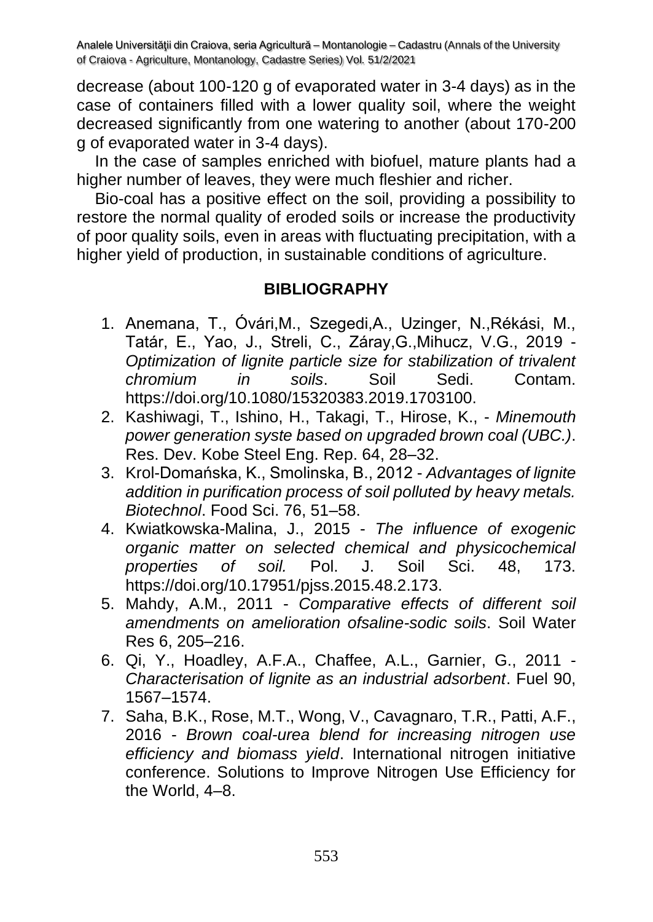decrease (about 100-120 g of evaporated water in 3-4 days) as in the case of containers filled with a lower quality soil, where the weight decreased significantly from one watering to another (about 170-200 g of evaporated water in 3-4 days).

In the case of samples enriched with biofuel, mature plants had a higher number of leaves, they were much fleshier and richer.

Bio-coal has a positive effect on the soil, providing a possibility to restore the normal quality of eroded soils or increase the productivity of poor quality soils, even in areas with fluctuating precipitation, with a higher yield of production, in sustainable conditions of agriculture.

## BIBLIOGRAPHY

1. Anemana, T., Óvári,M., Szegedi,A., Uzinger, N.,Rékási, M., Tatár, E., Yao, J., Streli, C., Záray,G.,Mihucz, V.G., 2019 - *Optimization of lignite particle size for stabilization of trivalent chromium in soils*. Soil Sedi. Contam. https://doi.org/10.1080/15320383.2019.1703100.
2. Kashiwagi, T., Ishino, H., Takagi, T., Hirose, K., - *Minemouth power generation syste based on upgraded brown coal (UBC.)*. Res. Dev. Kobe Steel Eng. Rep. 64, 28–32.
3. Krol-Domańska, K., Smolinska, B., 2012 - *Advantages of lignite addition in purification process of soil polluted by heavy metals. Biotechnol*. Food Sci. 76, 51–58.
4. Kwiatkowska-Malina, J., 2015 - *The influence of exogenic organic matter on selected chemical and physicochemical properties of soil.* Pol. J. Soil Sci. 48, 173. https://doi.org/10.17951/pjss.2015.48.2.173.
5. Mahdy, A.M., 2011 - *Comparative effects of different soil amendments on amelioration ofsaline-sodic soils*. Soil Water Res 6, 205–216.
6. Qi, Y., Hoadley, A.F.A., Chaffee, A.L., Garnier, G., 2011 - *Characterisation of lignite as an industrial adsorbent*. Fuel 90, 1567–1574.
7. Saha, B.K., Rose, M.T., Wong, V., Cavagnaro, T.R., Patti, A.F., 2016 - *Brown coal-urea blend for increasing nitrogen use efficiency and biomass yield*. International nitrogen initiative conference. Solutions to Improve Nitrogen Use Efficiency for the World, 4–8.